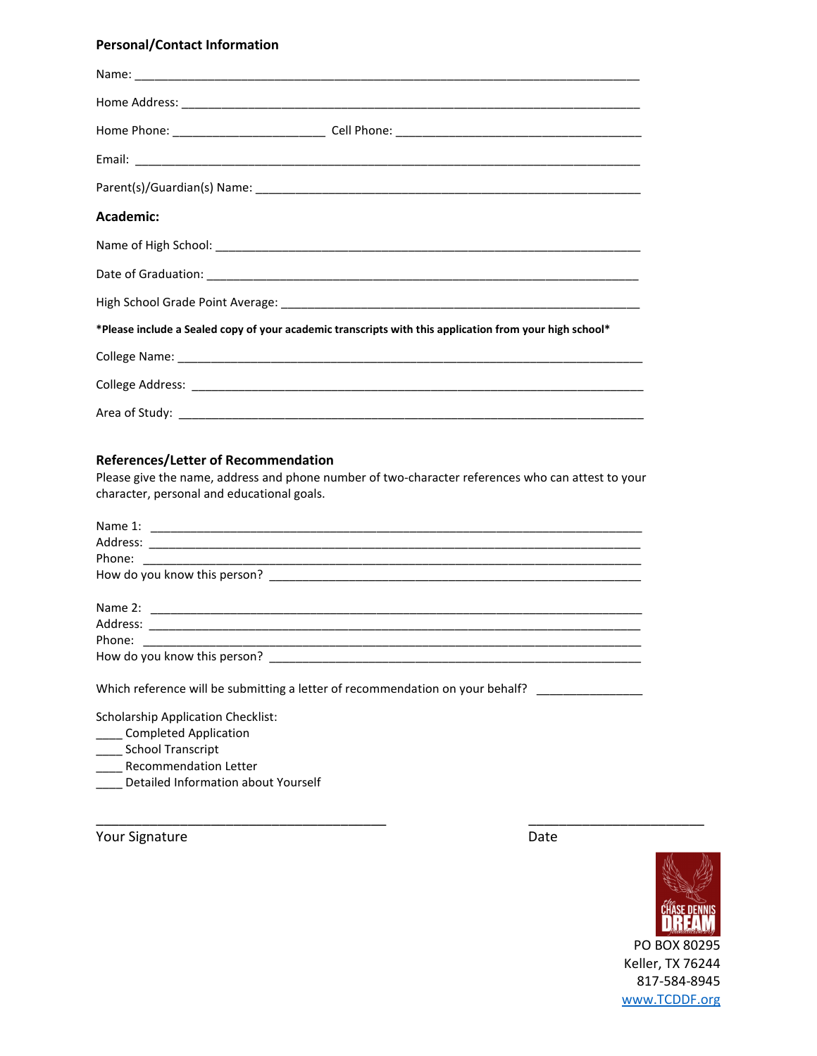## Personal/Contact Information

Name: ______________________________________________________________________________

Home Address: ________________________________________________________________________

Home Phone: ______________________ Cell Phone: ____________________________________

Email: ______________________________________________________________________________

Parent(s)/Guardian(s) Name: ___________________________________________________________

## Academic:

Name of High School: _________________________________________________________________

Date of Graduation: __________________________________________________________________

High School Grade Point Average: ______________________________________________________

**\*Please include a Sealed copy of your academic transcripts with this application from your high school\***

College Name: ______________________________________________________________________

College Address: ____________________________________________________________________

Area of Study: ______________________________________________________________________

## References/Letter of Recommendation

Please give the name, address and phone number of two-character references who can attest to your character, personal and educational goals.

Name 1: ____________________________________________________________________________
Address: ___________________________________________________________________________
Phone: _____________________________________________________________________________
How do you know this person? _________________________________________________________

Name 2: ____________________________________________________________________________
Address: ___________________________________________________________________________
Phone: _____________________________________________________________________________
How do you know this person? _________________________________________________________

Which reference will be submitting a letter of recommendation on your behalf? _______________

Scholarship Application Checklist:
____ Completed Application
____ School Transcript
____ Recommendation Letter
____ Detailed Information about Yourself

_________________________________________ ________________________
Your Signature Date

PO BOX 80295
Keller, TX 76244
817-584-8945
www.TCDDF.org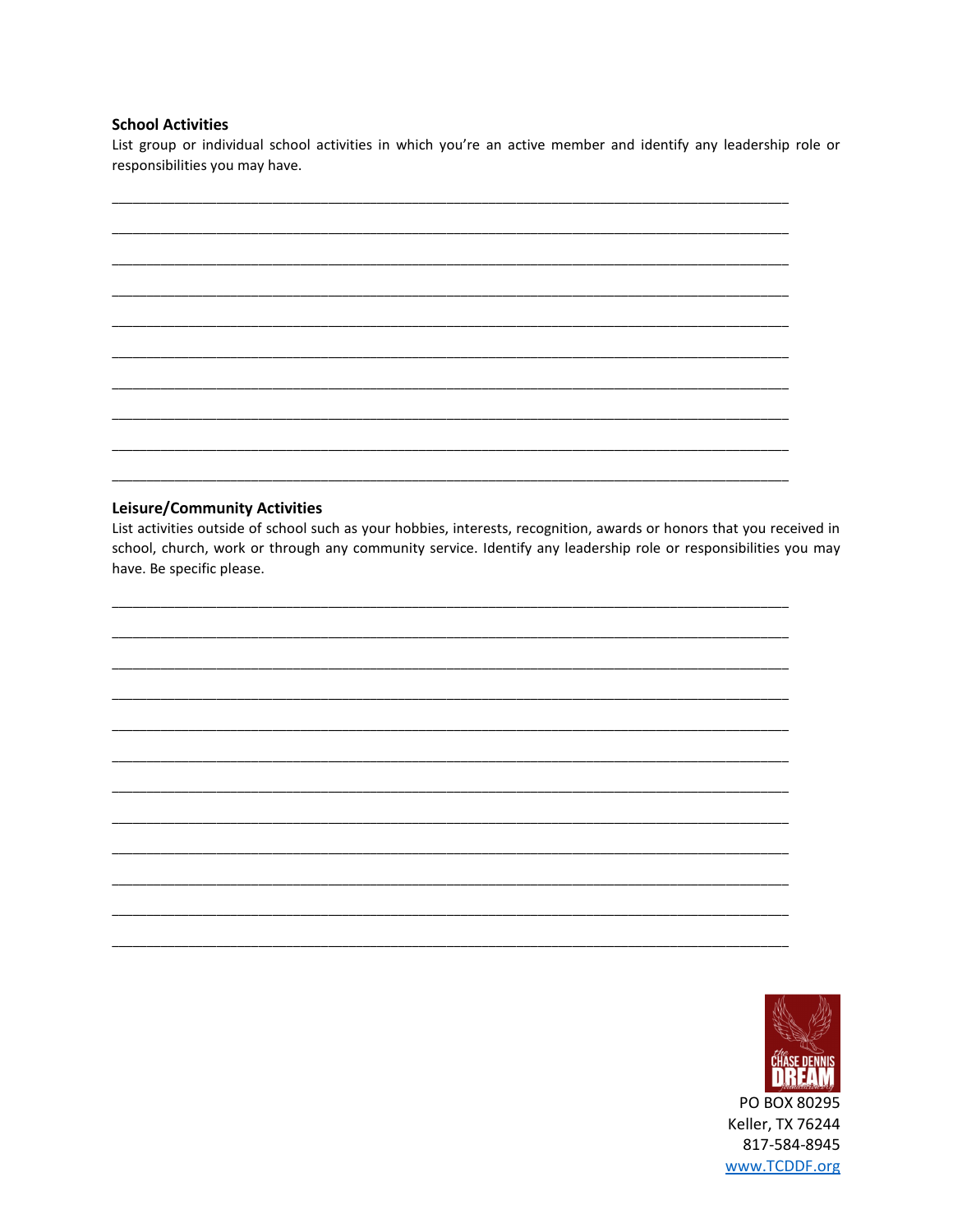## School Activities

List group or individual school activities in which you're an active member and identify any leadership role or responsibilities you may have.

_______________________________________________________________________________________

_______________________________________________________________________________________

_______________________________________________________________________________________

_______________________________________________________________________________________

_______________________________________________________________________________________

_______________________________________________________________________________________

_______________________________________________________________________________________

_______________________________________________________________________________________

_______________________________________________________________________________________

_______________________________________________________________________________________

## Leisure/Community Activities

List activities outside of school such as your hobbies, interests, recognition, awards or honors that you received in school, church, work or through any community service. Identify any leadership role or responsibilities you may have. Be specific please.

_______________________________________________________________________________________

_______________________________________________________________________________________

_______________________________________________________________________________________

_______________________________________________________________________________________

_______________________________________________________________________________________

_______________________________________________________________________________________

_______________________________________________________________________________________

_______________________________________________________________________________________

_______________________________________________________________________________________

_______________________________________________________________________________________

_______________________________________________________________________________________

_______________________________________________________________________________________

the CHASE DENNIS DREAM foundation.org

PO BOX 80295
Keller, TX 76244
817-584-8945
www.TCDDF.org